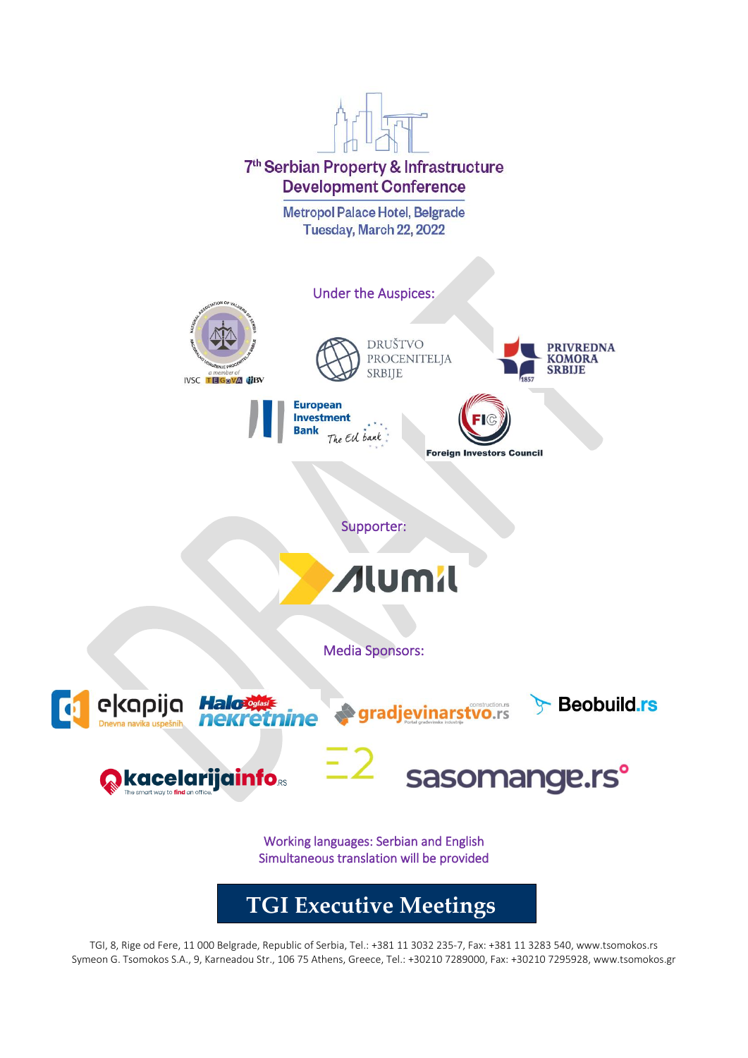# 7th Serbian Property & Infrastructure Development Conference

Metropol Palace Hotel, Belgrade
Tuesday, March 22, 2022

Under the Auspices:

Društvo Procenitelja Srbije

Privredna Komora Srbije

European Investment Bank – The EU bank

FIC – Foreign Investors Council

Supporter:

Alumil

Media Sponsors:

ekapija – Dnevna navika uspešnih

Halo Oglasi nekretnine

gradjevinarstvo.rs

Beobuild.rs

kancelarijainfo.rs – The smart way to find an office

E2

sasomange.rs

Working languages: Serbian and English
Simultaneous translation will be provided

**TGI Executive Meetings**

TGI, 8, Rige od Fere, 11 000 Belgrade, Republic of Serbia, Tel.: +381 11 3032 235-7, Fax: +381 11 3283 540, www.tsomokos.rs
Symeon G. Tsomokos S.A., 9, Karneadou Str., 106 75 Athens, Greece, Tel.: +30210 7289000, Fax: +30210 7295928, www.tsomokos.gr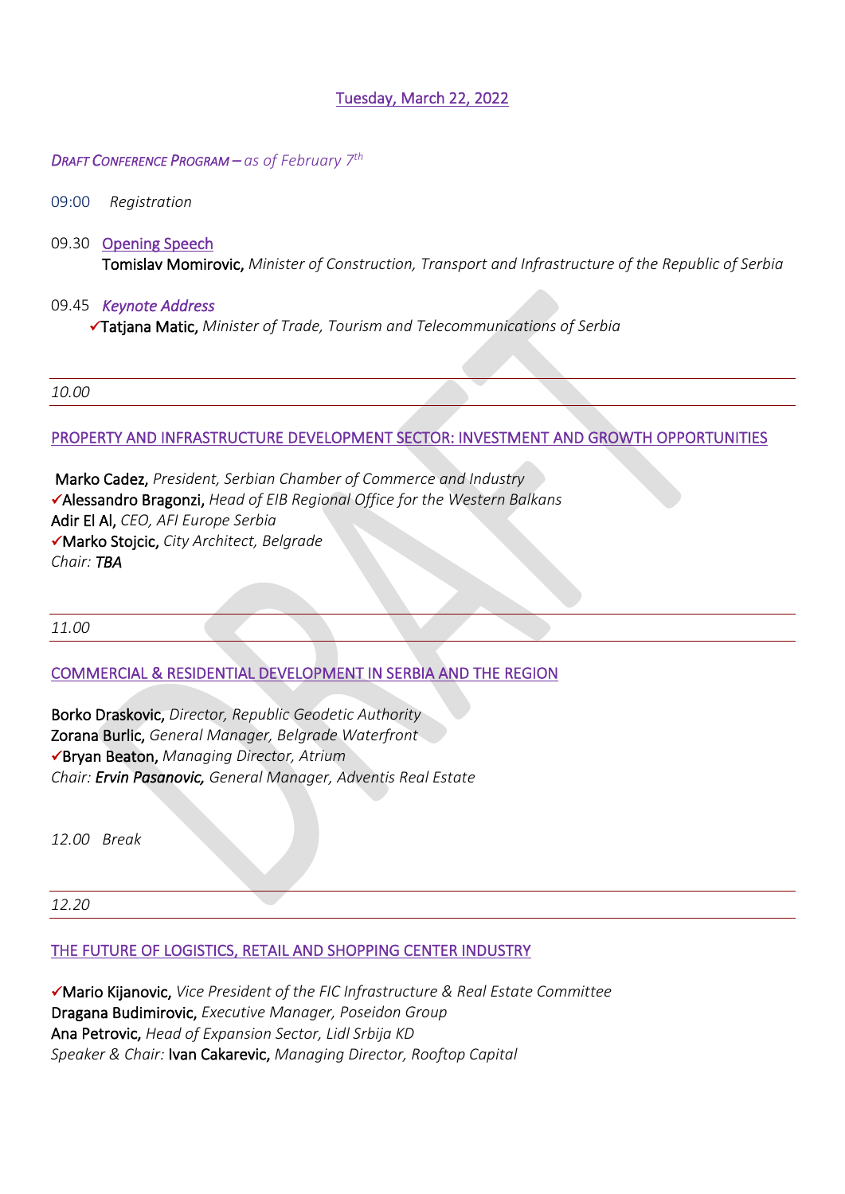Tuesday, March 22, 2022

*DRAFT CONFERENCE PROGRAM – as of February 7th*

09:00 *Registration*

09.30 Opening Speech
Tomislav Momirovic, *Minister of Construction, Transport and Infrastructure of the Republic of Serbia*

09.45 ***Keynote Address***
✓Tatjana Matic, *Minister of Trade, Tourism and Telecommunications of Serbia*

---

*10.00*

---

PROPERTY AND INFRASTRUCTURE DEVELOPMENT SECTOR: INVESTMENT AND GROWTH OPPORTUNITIES

Marko Cadez, *President, Serbian Chamber of Commerce and Industry*
✓Alessandro Bragonzi, *Head of EIB Regional Office for the Western Balkans*
Adir El Al, *CEO, AFI Europe Serbia*
✓Marko Stojcic, *City Architect, Belgrade*
*Chair: **TBA***

---

*11.00*

---

COMMERCIAL & RESIDENTIAL DEVELOPMENT IN SERBIA AND THE REGION

Borko Draskovic, *Director, Republic Geodetic Authority*
Zorana Burlic, *General Manager, Belgrade Waterfront*
✓Bryan Beaton, *Managing Director, Atrium*
*Chair: **Ervin Pasanovic,** General Manager, Adventis Real Estate*

*12.00 Break*

---

*12.20*

---

THE FUTURE OF LOGISTICS, RETAIL AND SHOPPING CENTER INDUSTRY

✓Mario Kijanovic, *Vice President of the FIC Infrastructure & Real Estate Committee*
Dragana Budimirovic, *Executive Manager, Poseidon Group*
Ana Petrovic, *Head of Expansion Sector, Lidl Srbija KD*
*Speaker & Chair:* Ivan Cakarevic, *Managing Director, Rooftop Capital*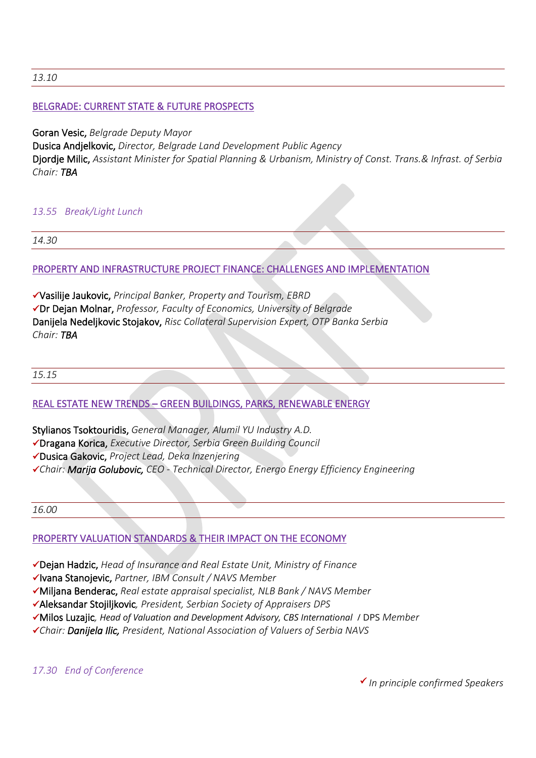*13.10*

---

## BELGRADE: CURRENT STATE & FUTURE PROSPECTS

Goran Vesic, *Belgrade Deputy Mayor*
Dusica Andjelkovic, *Director, Belgrade Land Development Public Agency*
Djordje Milic, *Assistant Minister for Spatial Planning & Urbanism, Ministry of Const. Trans.& Infrast. of Serbia*
*Chair: **TBA***

*13.55 Break/Light Lunch*

---

*14.30*

---

## PROPERTY AND INFRASTRUCTURE PROJECT FINANCE: CHALLENGES AND IMPLEMENTATION

✓Vasilije Jaukovic, *Principal Banker, Property and Tourism, EBRD*
✓Dr Dejan Molnar, *Professor, Faculty of Economics, University of Belgrade*
Danijela Nedeljkovic Stojakov, *Risc Collateral Supervision Expert, OTP Banka Serbia*
*Chair: **TBA***

---

*15.15*

---

## REAL ESTATE NEW TRENDS – GREEN BUILDINGS, PARKS, RENEWABLE ENERGY

Stylianos Tsoktouridis, *General Manager, Alumil YU Industry A.D.*
✓Dragana Korica, *Executive Director, Serbia Green Building Council*
✓Dusica Gakovic, *Project Lead, Deka Inzenjering*
✓*Chair: **Marija Golubovic,** CEO - Technical Director, Energo Energy Efficiency Engineering*

---

*16.00*

---

## PROPERTY VALUATION STANDARDS & THEIR IMPACT ON THE ECONOMY

✓Dejan Hadzic, *Head of Insurance and Real Estate Unit, Ministry of Finance*
✓Ivana Stanojevic, *Partner, IBM Consult / NAVS Member*
✓Miljana Benderac, *Real estate appraisal specialist, NLB Bank / NAVS Member*
✓Aleksandar Stojiljkovic*, President, Serbian Society of Appraisers DPS*
✓Milos Luzajic*, Head of Valuation and Development Advisory, CBS International* / DPS *Member*
✓*Chair: **Danijela Ilic,** President, National Association of Valuers of Serbia NAVS*

*17.30 End of Conference*

✓ *In principle confirmed Speakers*